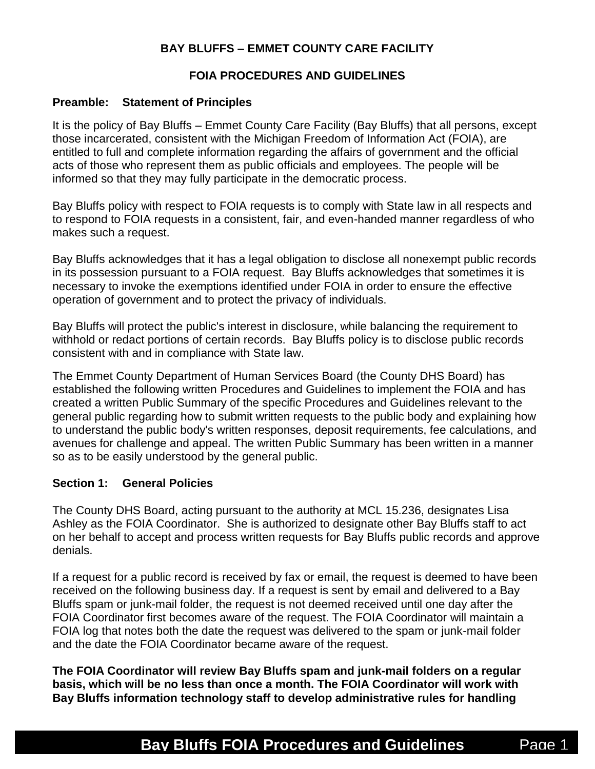# BAY BLUFFS – EMMET COUNTY CARE FACILITY

## FOIA PROCEDURES AND GUIDELINES

### Preamble: Statement of Principles

It is the policy of Bay Bluffs – Emmet County Care Facility (Bay Bluffs) that all persons, except those incarcerated, consistent with the Michigan Freedom of Information Act (FOIA), are entitled to full and complete information regarding the affairs of government and the official acts of those who represent them as public officials and employees. The people will be informed so that they may fully participate in the democratic process.

Bay Bluffs policy with respect to FOIA requests is to comply with State law in all respects and to respond to FOIA requests in a consistent, fair, and even-handed manner regardless of who makes such a request.

Bay Bluffs acknowledges that it has a legal obligation to disclose all nonexempt public records in its possession pursuant to a FOIA request. Bay Bluffs acknowledges that sometimes it is necessary to invoke the exemptions identified under FOIA in order to ensure the effective operation of government and to protect the privacy of individuals.

Bay Bluffs will protect the public's interest in disclosure, while balancing the requirement to withhold or redact portions of certain records. Bay Bluffs policy is to disclose public records consistent with and in compliance with State law.

The Emmet County Department of Human Services Board (the County DHS Board) has established the following written Procedures and Guidelines to implement the FOIA and has created a written Public Summary of the specific Procedures and Guidelines relevant to the general public regarding how to submit written requests to the public body and explaining how to understand the public body's written responses, deposit requirements, fee calculations, and avenues for challenge and appeal. The written Public Summary has been written in a manner so as to be easily understood by the general public.

### Section 1: General Policies

The County DHS Board, acting pursuant to the authority at MCL 15.236, designates Lisa Ashley as the FOIA Coordinator. She is authorized to designate other Bay Bluffs staff to act on her behalf to accept and process written requests for Bay Bluffs public records and approve denials.

If a request for a public record is received by fax or email, the request is deemed to have been received on the following business day. If a request is sent by email and delivered to a Bay Bluffs spam or junk-mail folder, the request is not deemed received until one day after the FOIA Coordinator first becomes aware of the request. The FOIA Coordinator will maintain a FOIA log that notes both the date the request was delivered to the spam or junk-mail folder and the date the FOIA Coordinator became aware of the request.

**The FOIA Coordinator will review Bay Bluffs spam and junk-mail folders on a regular basis, which will be no less than once a month. The FOIA Coordinator will work with Bay Bluffs information technology staff to develop administrative rules for handling**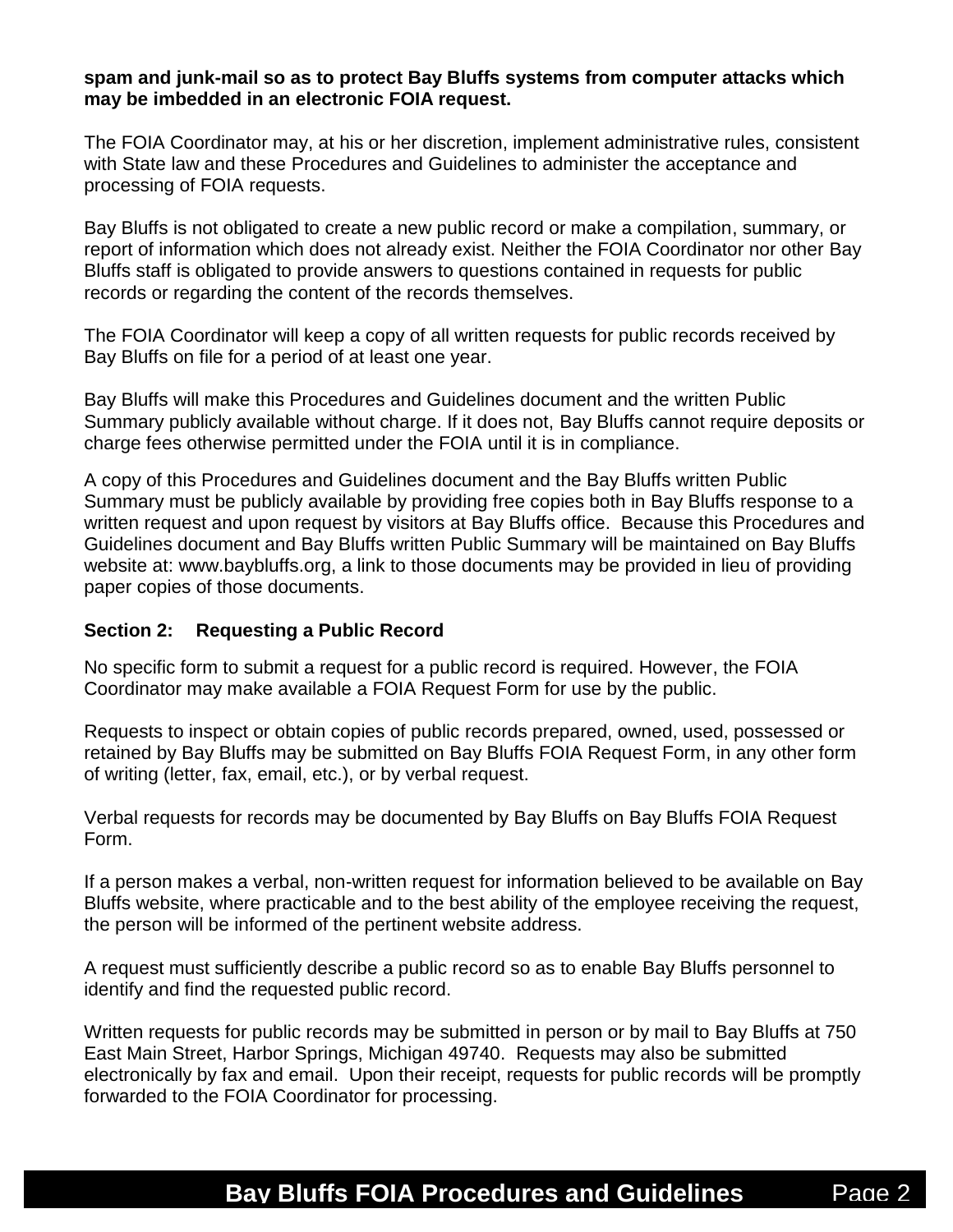**spam and junk-mail so as to protect Bay Bluffs systems from computer attacks which may be imbedded in an electronic FOIA request.**

The FOIA Coordinator may, at his or her discretion, implement administrative rules, consistent with State law and these Procedures and Guidelines to administer the acceptance and processing of FOIA requests.

Bay Bluffs is not obligated to create a new public record or make a compilation, summary, or report of information which does not already exist. Neither the FOIA Coordinator nor other Bay Bluffs staff is obligated to provide answers to questions contained in requests for public records or regarding the content of the records themselves.

The FOIA Coordinator will keep a copy of all written requests for public records received by Bay Bluffs on file for a period of at least one year.

Bay Bluffs will make this Procedures and Guidelines document and the written Public Summary publicly available without charge. If it does not, Bay Bluffs cannot require deposits or charge fees otherwise permitted under the FOIA until it is in compliance.

A copy of this Procedures and Guidelines document and the Bay Bluffs written Public Summary must be publicly available by providing free copies both in Bay Bluffs response to a written request and upon request by visitors at Bay Bluffs office. Because this Procedures and Guidelines document and Bay Bluffs written Public Summary will be maintained on Bay Bluffs website at: www.baybluffs.org, a link to those documents may be provided in lieu of providing paper copies of those documents.

## Section 2: Requesting a Public Record

No specific form to submit a request for a public record is required. However, the FOIA Coordinator may make available a FOIA Request Form for use by the public.

Requests to inspect or obtain copies of public records prepared, owned, used, possessed or retained by Bay Bluffs may be submitted on Bay Bluffs FOIA Request Form, in any other form of writing (letter, fax, email, etc.), or by verbal request.

Verbal requests for records may be documented by Bay Bluffs on Bay Bluffs FOIA Request Form.

If a person makes a verbal, non-written request for information believed to be available on Bay Bluffs website, where practicable and to the best ability of the employee receiving the request, the person will be informed of the pertinent website address.

A request must sufficiently describe a public record so as to enable Bay Bluffs personnel to identify and find the requested public record.

Written requests for public records may be submitted in person or by mail to Bay Bluffs at 750 East Main Street, Harbor Springs, Michigan 49740. Requests may also be submitted electronically by fax and email. Upon their receipt, requests for public records will be promptly forwarded to the FOIA Coordinator for processing.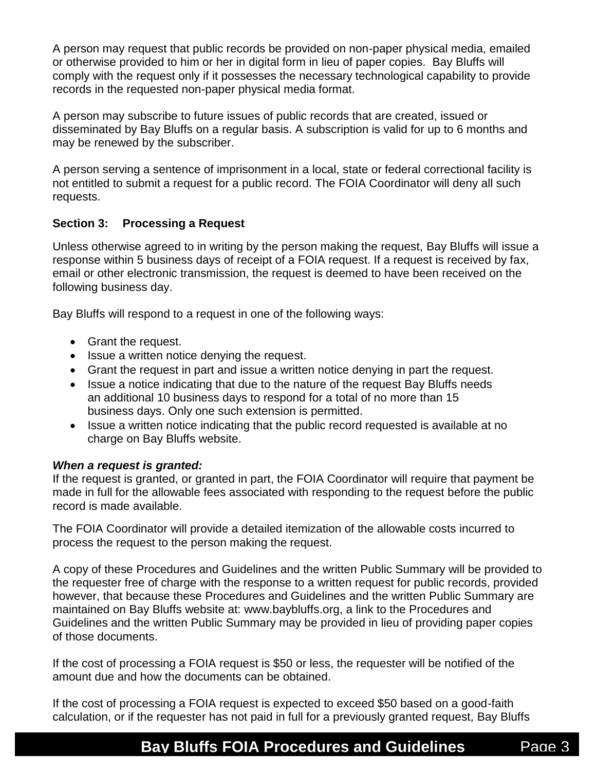A person may request that public records be provided on non-paper physical media, emailed or otherwise provided to him or her in digital form in lieu of paper copies. Bay Bluffs will comply with the request only if it possesses the necessary technological capability to provide records in the requested non-paper physical media format.

A person may subscribe to future issues of public records that are created, issued or disseminated by Bay Bluffs on a regular basis. A subscription is valid for up to 6 months and may be renewed by the subscriber.

A person serving a sentence of imprisonment in a local, state or federal correctional facility is not entitled to submit a request for a public record. The FOIA Coordinator will deny all such requests.

**Section 3: Processing a Request**

Unless otherwise agreed to in writing by the person making the request, Bay Bluffs will issue a response within 5 business days of receipt of a FOIA request. If a request is received by fax, email or other electronic transmission, the request is deemed to have been received on the following business day.

Bay Bluffs will respond to a request in one of the following ways:

- Grant the request.
- Issue a written notice denying the request.
- Grant the request in part and issue a written notice denying in part the request.
- Issue a notice indicating that due to the nature of the request Bay Bluffs needs an additional 10 business days to respond for a total of no more than 15 business days. Only one such extension is permitted.
- Issue a written notice indicating that the public record requested is available at no charge on Bay Bluffs website.

***When a request is granted:***
If the request is granted, or granted in part, the FOIA Coordinator will require that payment be made in full for the allowable fees associated with responding to the request before the public record is made available.

The FOIA Coordinator will provide a detailed itemization of the allowable costs incurred to process the request to the person making the request.

A copy of these Procedures and Guidelines and the written Public Summary will be provided to the requester free of charge with the response to a written request for public records, provided however, that because these Procedures and Guidelines and the written Public Summary are maintained on Bay Bluffs website at: www.baybluffs.org, a link to the Procedures and Guidelines and the written Public Summary may be provided in lieu of providing paper copies of those documents.

If the cost of processing a FOIA request is $50 or less, the requester will be notified of the amount due and how the documents can be obtained.

If the cost of processing a FOIA request is expected to exceed $50 based on a good-faith calculation, or if the requester has not paid in full for a previously granted request, Bay Bluffs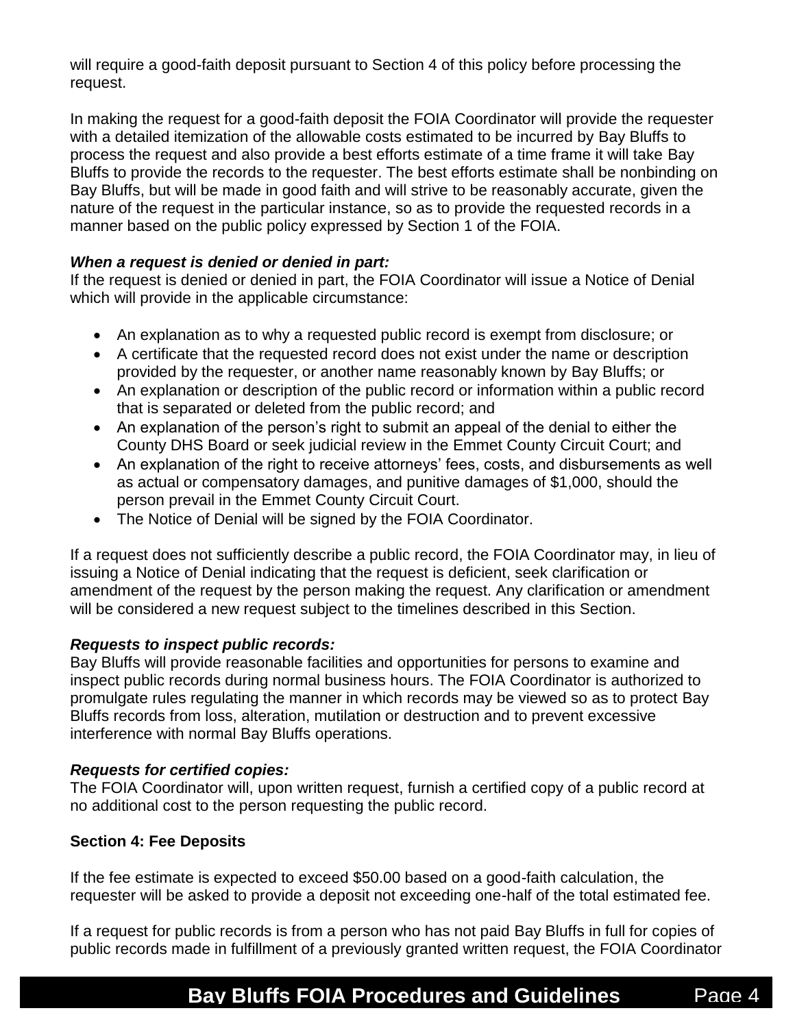will require a good-faith deposit pursuant to Section 4 of this policy before processing the request.

In making the request for a good-faith deposit the FOIA Coordinator will provide the requester with a detailed itemization of the allowable costs estimated to be incurred by Bay Bluffs to process the request and also provide a best efforts estimate of a time frame it will take Bay Bluffs to provide the records to the requester. The best efforts estimate shall be nonbinding on Bay Bluffs, but will be made in good faith and will strive to be reasonably accurate, given the nature of the request in the particular instance, so as to provide the requested records in a manner based on the public policy expressed by Section 1 of the FOIA.

***When a request is denied or denied in part:***
If the request is denied or denied in part, the FOIA Coordinator will issue a Notice of Denial which will provide in the applicable circumstance:

- An explanation as to why a requested public record is exempt from disclosure; or
- A certificate that the requested record does not exist under the name or description provided by the requester, or another name reasonably known by Bay Bluffs; or
- An explanation or description of the public record or information within a public record that is separated or deleted from the public record; and
- An explanation of the person's right to submit an appeal of the denial to either the County DHS Board or seek judicial review in the Emmet County Circuit Court; and
- An explanation of the right to receive attorneys' fees, costs, and disbursements as well as actual or compensatory damages, and punitive damages of $1,000, should the person prevail in the Emmet County Circuit Court.
- The Notice of Denial will be signed by the FOIA Coordinator.

If a request does not sufficiently describe a public record, the FOIA Coordinator may, in lieu of issuing a Notice of Denial indicating that the request is deficient, seek clarification or amendment of the request by the person making the request. Any clarification or amendment will be considered a new request subject to the timelines described in this Section.

***Requests to inspect public records:***
Bay Bluffs will provide reasonable facilities and opportunities for persons to examine and inspect public records during normal business hours. The FOIA Coordinator is authorized to promulgate rules regulating the manner in which records may be viewed so as to protect Bay Bluffs records from loss, alteration, mutilation or destruction and to prevent excessive interference with normal Bay Bluffs operations.

***Requests for certified copies:***
The FOIA Coordinator will, upon written request, furnish a certified copy of a public record at no additional cost to the person requesting the public record.

**Section 4: Fee Deposits**

If the fee estimate is expected to exceed $50.00 based on a good-faith calculation, the requester will be asked to provide a deposit not exceeding one-half of the total estimated fee.

If a request for public records is from a person who has not paid Bay Bluffs in full for copies of public records made in fulfillment of a previously granted written request, the FOIA Coordinator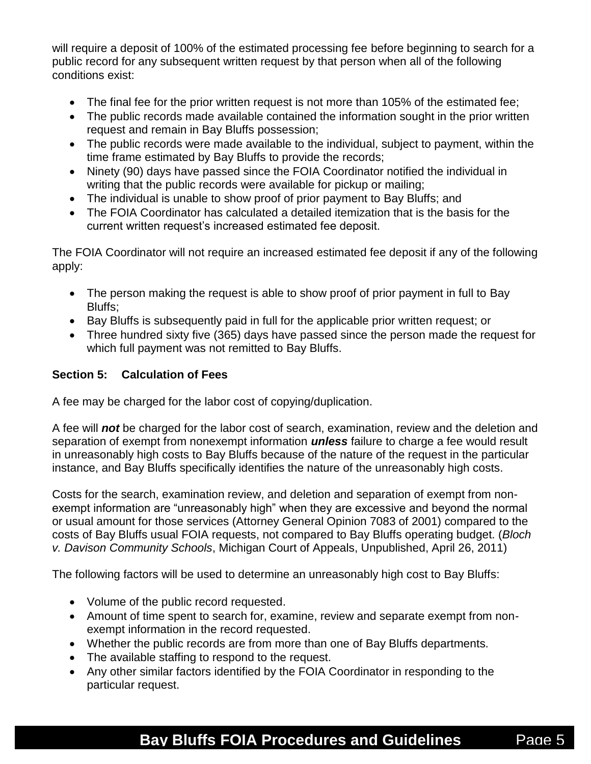will require a deposit of 100% of the estimated processing fee before beginning to search for a public record for any subsequent written request by that person when all of the following conditions exist:

- The final fee for the prior written request is not more than 105% of the estimated fee;
- The public records made available contained the information sought in the prior written request and remain in Bay Bluffs possession;
- The public records were made available to the individual, subject to payment, within the time frame estimated by Bay Bluffs to provide the records;
- Ninety (90) days have passed since the FOIA Coordinator notified the individual in writing that the public records were available for pickup or mailing;
- The individual is unable to show proof of prior payment to Bay Bluffs; and
- The FOIA Coordinator has calculated a detailed itemization that is the basis for the current written request's increased estimated fee deposit.

The FOIA Coordinator will not require an increased estimated fee deposit if any of the following apply:

- The person making the request is able to show proof of prior payment in full to Bay Bluffs;
- Bay Bluffs is subsequently paid in full for the applicable prior written request; or
- Three hundred sixty five (365) days have passed since the person made the request for which full payment was not remitted to Bay Bluffs.

**Section 5: Calculation of Fees**

A fee may be charged for the labor cost of copying/duplication.

A fee will ***not*** be charged for the labor cost of search, examination, review and the deletion and separation of exempt from nonexempt information ***unless*** failure to charge a fee would result in unreasonably high costs to Bay Bluffs because of the nature of the request in the particular instance, and Bay Bluffs specifically identifies the nature of the unreasonably high costs.

Costs for the search, examination review, and deletion and separation of exempt from non-exempt information are "unreasonably high" when they are excessive and beyond the normal or usual amount for those services (Attorney General Opinion 7083 of 2001) compared to the costs of Bay Bluffs usual FOIA requests, not compared to Bay Bluffs operating budget. (*Bloch v. Davison Community Schools*, Michigan Court of Appeals, Unpublished, April 26, 2011)

The following factors will be used to determine an unreasonably high cost to Bay Bluffs:

- Volume of the public record requested.
- Amount of time spent to search for, examine, review and separate exempt from non-exempt information in the record requested.
- Whether the public records are from more than one of Bay Bluffs departments.
- The available staffing to respond to the request.
- Any other similar factors identified by the FOIA Coordinator in responding to the particular request.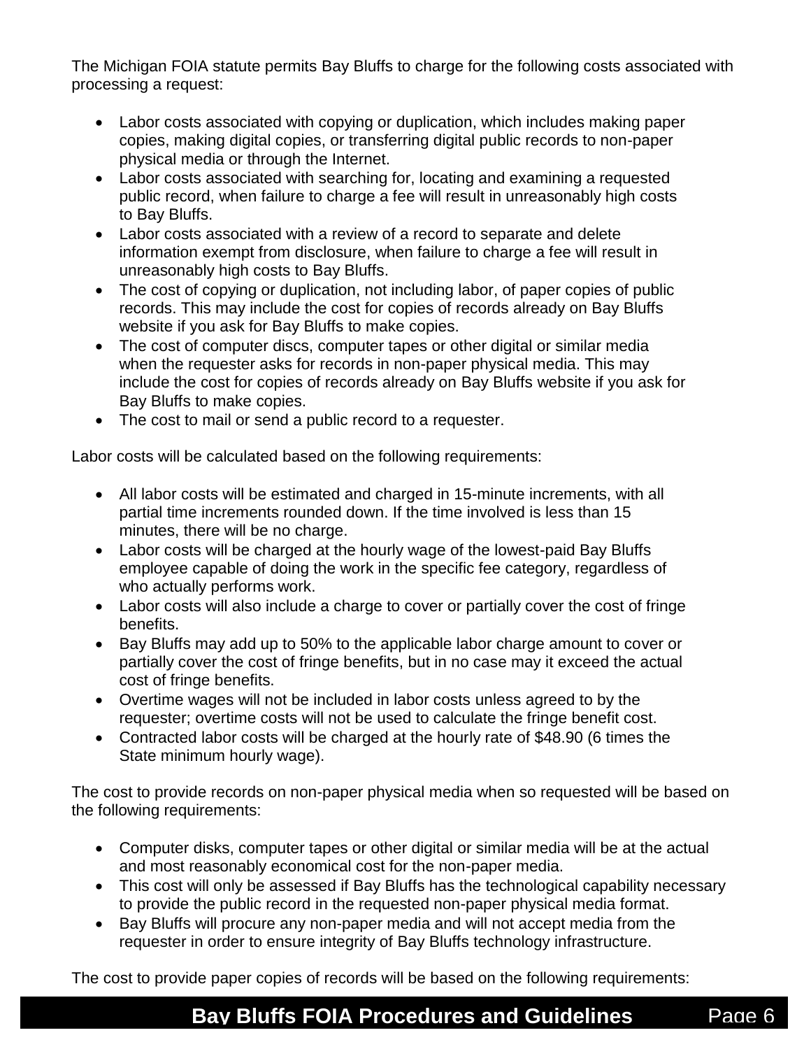The Michigan FOIA statute permits Bay Bluffs to charge for the following costs associated with processing a request:

- Labor costs associated with copying or duplication, which includes making paper copies, making digital copies, or transferring digital public records to non-paper physical media or through the Internet.
- Labor costs associated with searching for, locating and examining a requested public record, when failure to charge a fee will result in unreasonably high costs to Bay Bluffs.
- Labor costs associated with a review of a record to separate and delete information exempt from disclosure, when failure to charge a fee will result in unreasonably high costs to Bay Bluffs.
- The cost of copying or duplication, not including labor, of paper copies of public records. This may include the cost for copies of records already on Bay Bluffs website if you ask for Bay Bluffs to make copies.
- The cost of computer discs, computer tapes or other digital or similar media when the requester asks for records in non-paper physical media. This may include the cost for copies of records already on Bay Bluffs website if you ask for Bay Bluffs to make copies.
- The cost to mail or send a public record to a requester.

Labor costs will be calculated based on the following requirements:

- All labor costs will be estimated and charged in 15-minute increments, with all partial time increments rounded down. If the time involved is less than 15 minutes, there will be no charge.
- Labor costs will be charged at the hourly wage of the lowest-paid Bay Bluffs employee capable of doing the work in the specific fee category, regardless of who actually performs work.
- Labor costs will also include a charge to cover or partially cover the cost of fringe benefits.
- Bay Bluffs may add up to 50% to the applicable labor charge amount to cover or partially cover the cost of fringe benefits, but in no case may it exceed the actual cost of fringe benefits.
- Overtime wages will not be included in labor costs unless agreed to by the requester; overtime costs will not be used to calculate the fringe benefit cost.
- Contracted labor costs will be charged at the hourly rate of $48.90 (6 times the State minimum hourly wage).

The cost to provide records on non-paper physical media when so requested will be based on the following requirements:

- Computer disks, computer tapes or other digital or similar media will be at the actual and most reasonably economical cost for the non-paper media.
- This cost will only be assessed if Bay Bluffs has the technological capability necessary to provide the public record in the requested non-paper physical media format.
- Bay Bluffs will procure any non-paper media and will not accept media from the requester in order to ensure integrity of Bay Bluffs technology infrastructure.

The cost to provide paper copies of records will be based on the following requirements: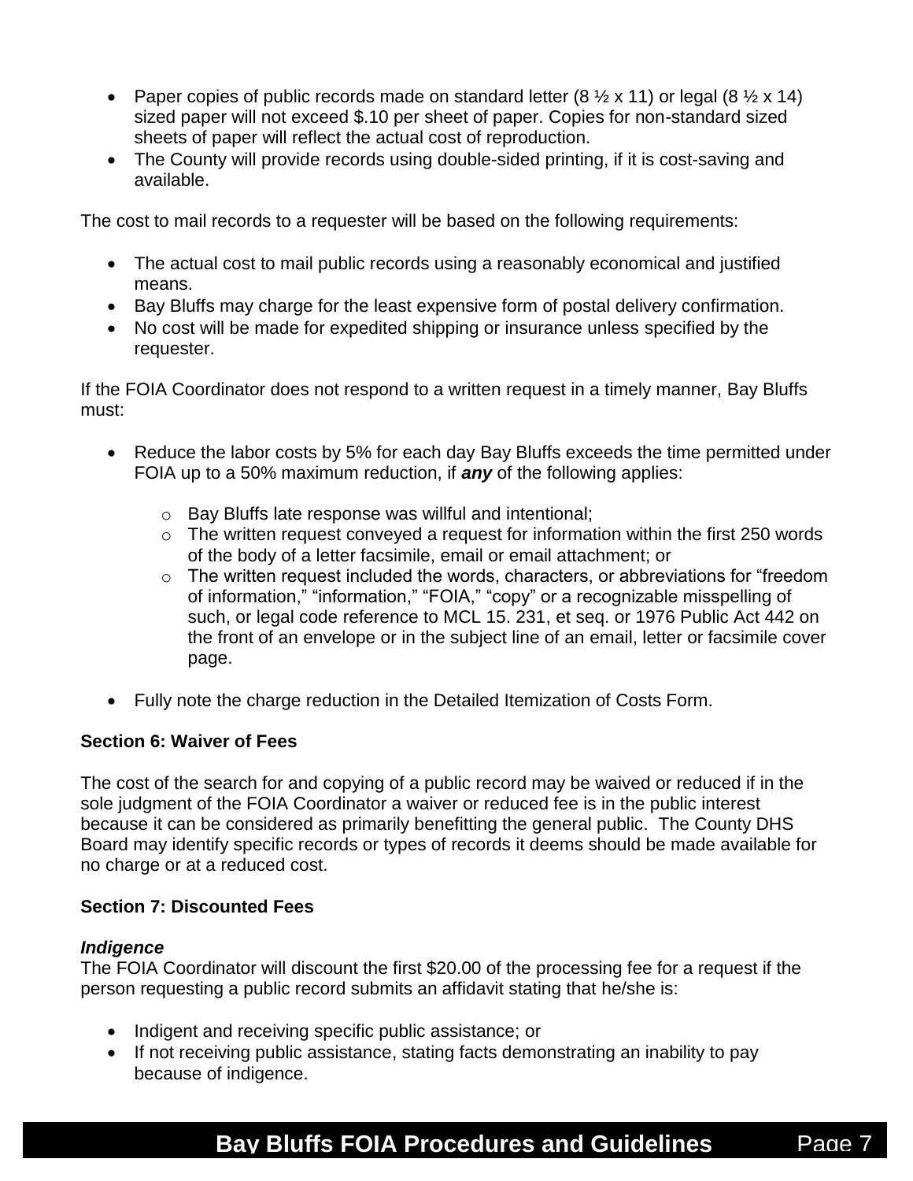- Paper copies of public records made on standard letter (8 ½ x 11) or legal (8 ½ x 14) sized paper will not exceed $.10 per sheet of paper. Copies for non-standard sized sheets of paper will reflect the actual cost of reproduction.
- The County will provide records using double-sided printing, if it is cost-saving and available.

The cost to mail records to a requester will be based on the following requirements:

- The actual cost to mail public records using a reasonably economical and justified means.
- Bay Bluffs may charge for the least expensive form of postal delivery confirmation.
- No cost will be made for expedited shipping or insurance unless specified by the requester.

If the FOIA Coordinator does not respond to a written request in a timely manner, Bay Bluffs must:

- Reduce the labor costs by 5% for each day Bay Bluffs exceeds the time permitted under FOIA up to a 50% maximum reduction, if ***any*** of the following applies:
  - Bay Bluffs late response was willful and intentional;
  - The written request conveyed a request for information within the first 250 words of the body of a letter facsimile, email or email attachment; or
  - The written request included the words, characters, or abbreviations for “freedom of information,” “information,” “FOIA,” “copy” or a recognizable misspelling of such, or legal code reference to MCL 15. 231, et seq. or 1976 Public Act 442 on the front of an envelope or in the subject line of an email, letter or facsimile cover page.
- Fully note the charge reduction in the Detailed Itemization of Costs Form.

**Section 6: Waiver of Fees**

The cost of the search for and copying of a public record may be waived or reduced if in the sole judgment of the FOIA Coordinator a waiver or reduced fee is in the public interest because it can be considered as primarily benefitting the general public. The County DHS Board may identify specific records or types of records it deems should be made available for no charge or at a reduced cost.

**Section 7: Discounted Fees**

***Indigence***

The FOIA Coordinator will discount the first $20.00 of the processing fee for a request if the person requesting a public record submits an affidavit stating that he/she is:

- Indigent and receiving specific public assistance; or
- If not receiving public assistance, stating facts demonstrating an inability to pay because of indigence.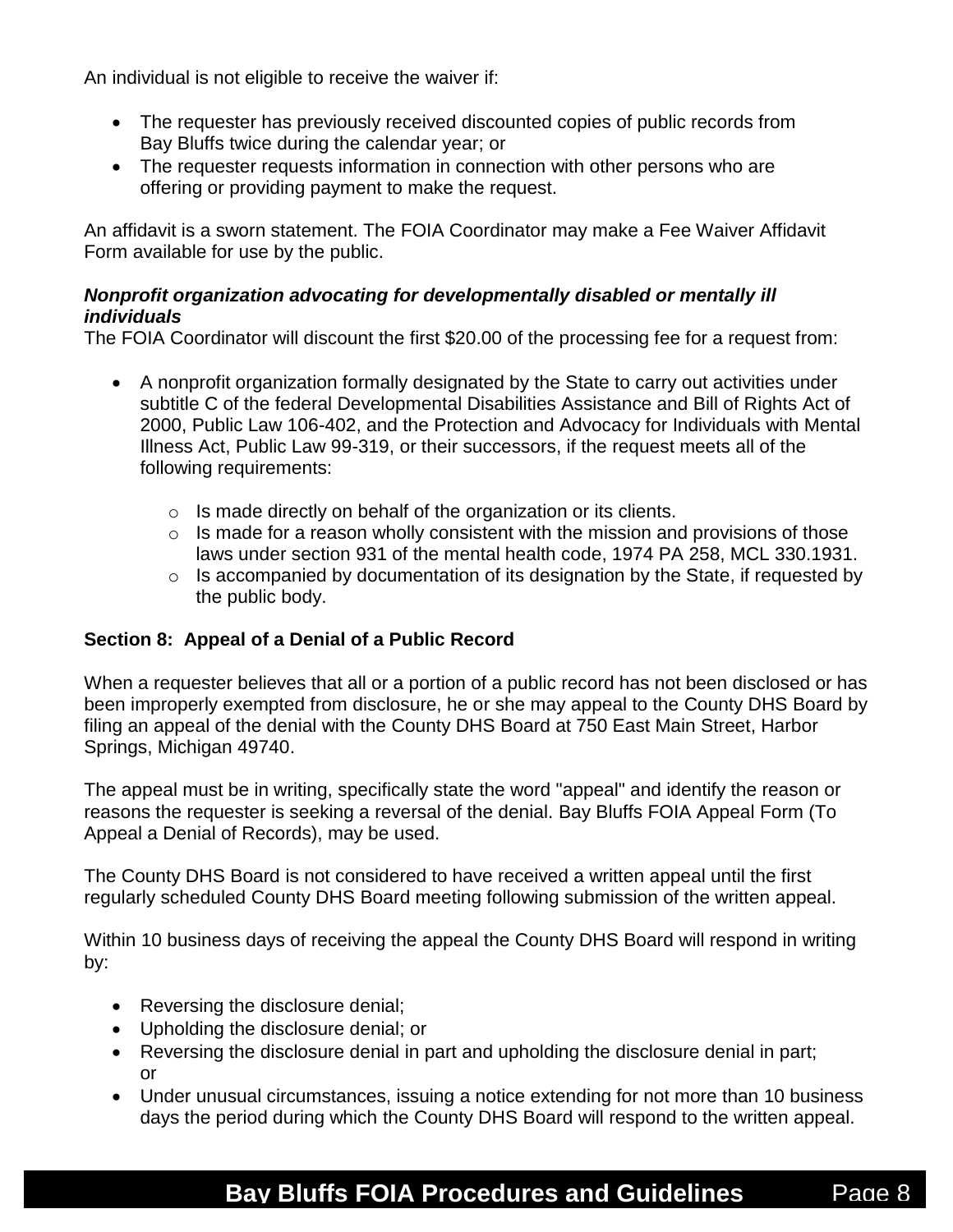An individual is not eligible to receive the waiver if:

- The requester has previously received discounted copies of public records from Bay Bluffs twice during the calendar year; or
- The requester requests information in connection with other persons who are offering or providing payment to make the request.

An affidavit is a sworn statement. The FOIA Coordinator may make a Fee Waiver Affidavit Form available for use by the public.

***Nonprofit organization advocating for developmentally disabled or mentally ill individuals***

The FOIA Coordinator will discount the first $20.00 of the processing fee for a request from:

- A nonprofit organization formally designated by the State to carry out activities under subtitle C of the federal Developmental Disabilities Assistance and Bill of Rights Act of 2000, Public Law 106-402, and the Protection and Advocacy for Individuals with Mental Illness Act, Public Law 99-319, or their successors, if the request meets all of the following requirements:
    - Is made directly on behalf of the organization or its clients.
    - Is made for a reason wholly consistent with the mission and provisions of those laws under section 931 of the mental health code, 1974 PA 258, MCL 330.1931.
    - Is accompanied by documentation of its designation by the State, if requested by the public body.

**Section 8: Appeal of a Denial of a Public Record**

When a requester believes that all or a portion of a public record has not been disclosed or has been improperly exempted from disclosure, he or she may appeal to the County DHS Board by filing an appeal of the denial with the County DHS Board at 750 East Main Street, Harbor Springs, Michigan 49740.

The appeal must be in writing, specifically state the word "appeal" and identify the reason or reasons the requester is seeking a reversal of the denial. Bay Bluffs FOIA Appeal Form (To Appeal a Denial of Records), may be used.

The County DHS Board is not considered to have received a written appeal until the first regularly scheduled County DHS Board meeting following submission of the written appeal.

Within 10 business days of receiving the appeal the County DHS Board will respond in writing by:

- Reversing the disclosure denial;
- Upholding the disclosure denial; or
- Reversing the disclosure denial in part and upholding the disclosure denial in part; or
- Under unusual circumstances, issuing a notice extending for not more than 10 business days the period during which the County DHS Board will respond to the written appeal.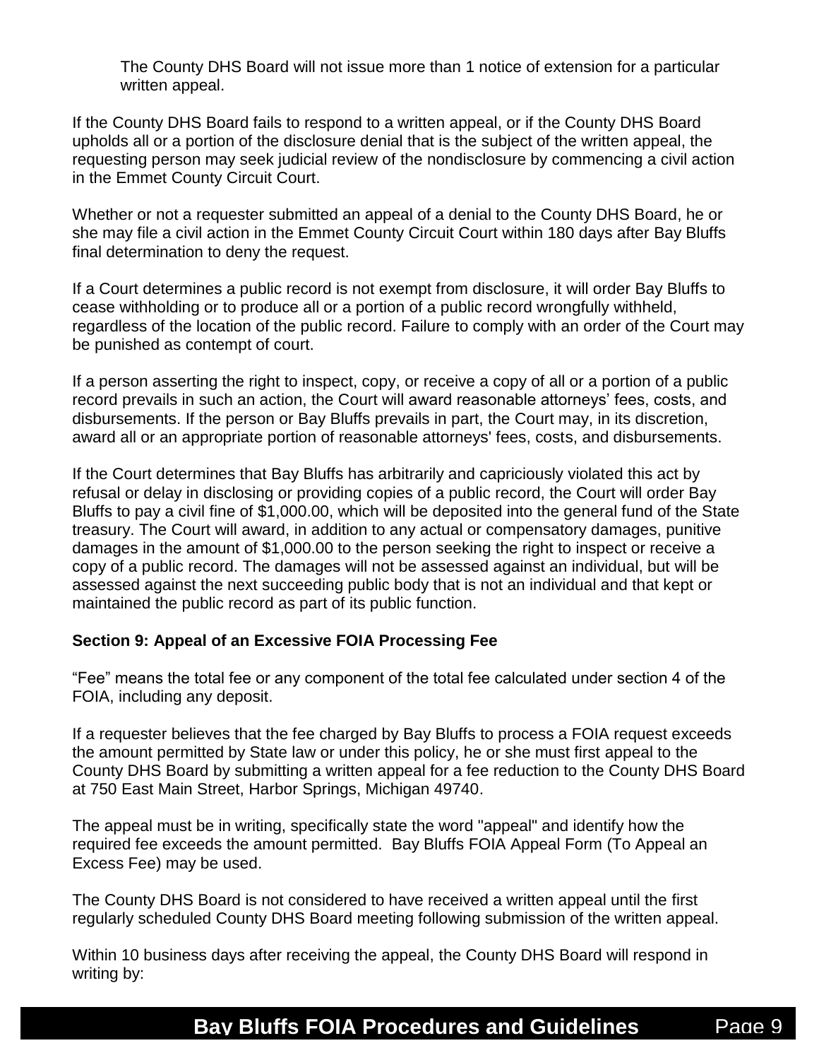The County DHS Board will not issue more than 1 notice of extension for a particular written appeal.

If the County DHS Board fails to respond to a written appeal, or if the County DHS Board upholds all or a portion of the disclosure denial that is the subject of the written appeal, the requesting person may seek judicial review of the nondisclosure by commencing a civil action in the Emmet County Circuit Court.

Whether or not a requester submitted an appeal of a denial to the County DHS Board, he or she may file a civil action in the Emmet County Circuit Court within 180 days after Bay Bluffs final determination to deny the request.

If a Court determines a public record is not exempt from disclosure, it will order Bay Bluffs to cease withholding or to produce all or a portion of a public record wrongfully withheld, regardless of the location of the public record. Failure to comply with an order of the Court may be punished as contempt of court.

If a person asserting the right to inspect, copy, or receive a copy of all or a portion of a public record prevails in such an action, the Court will award reasonable attorneys' fees, costs, and disbursements. If the person or Bay Bluffs prevails in part, the Court may, in its discretion, award all or an appropriate portion of reasonable attorneys' fees, costs, and disbursements.

If the Court determines that Bay Bluffs has arbitrarily and capriciously violated this act by refusal or delay in disclosing or providing copies of a public record, the Court will order Bay Bluffs to pay a civil fine of $1,000.00, which will be deposited into the general fund of the State treasury. The Court will award, in addition to any actual or compensatory damages, punitive damages in the amount of $1,000.00 to the person seeking the right to inspect or receive a copy of a public record. The damages will not be assessed against an individual, but will be assessed against the next succeeding public body that is not an individual and that kept or maintained the public record as part of its public function.

**Section 9: Appeal of an Excessive FOIA Processing Fee**

"Fee" means the total fee or any component of the total fee calculated under section 4 of the FOIA, including any deposit.

If a requester believes that the fee charged by Bay Bluffs to process a FOIA request exceeds the amount permitted by State law or under this policy, he or she must first appeal to the County DHS Board by submitting a written appeal for a fee reduction to the County DHS Board at 750 East Main Street, Harbor Springs, Michigan 49740.

The appeal must be in writing, specifically state the word "appeal" and identify how the required fee exceeds the amount permitted. Bay Bluffs FOIA Appeal Form (To Appeal an Excess Fee) may be used.

The County DHS Board is not considered to have received a written appeal until the first regularly scheduled County DHS Board meeting following submission of the written appeal.

Within 10 business days after receiving the appeal, the County DHS Board will respond in writing by: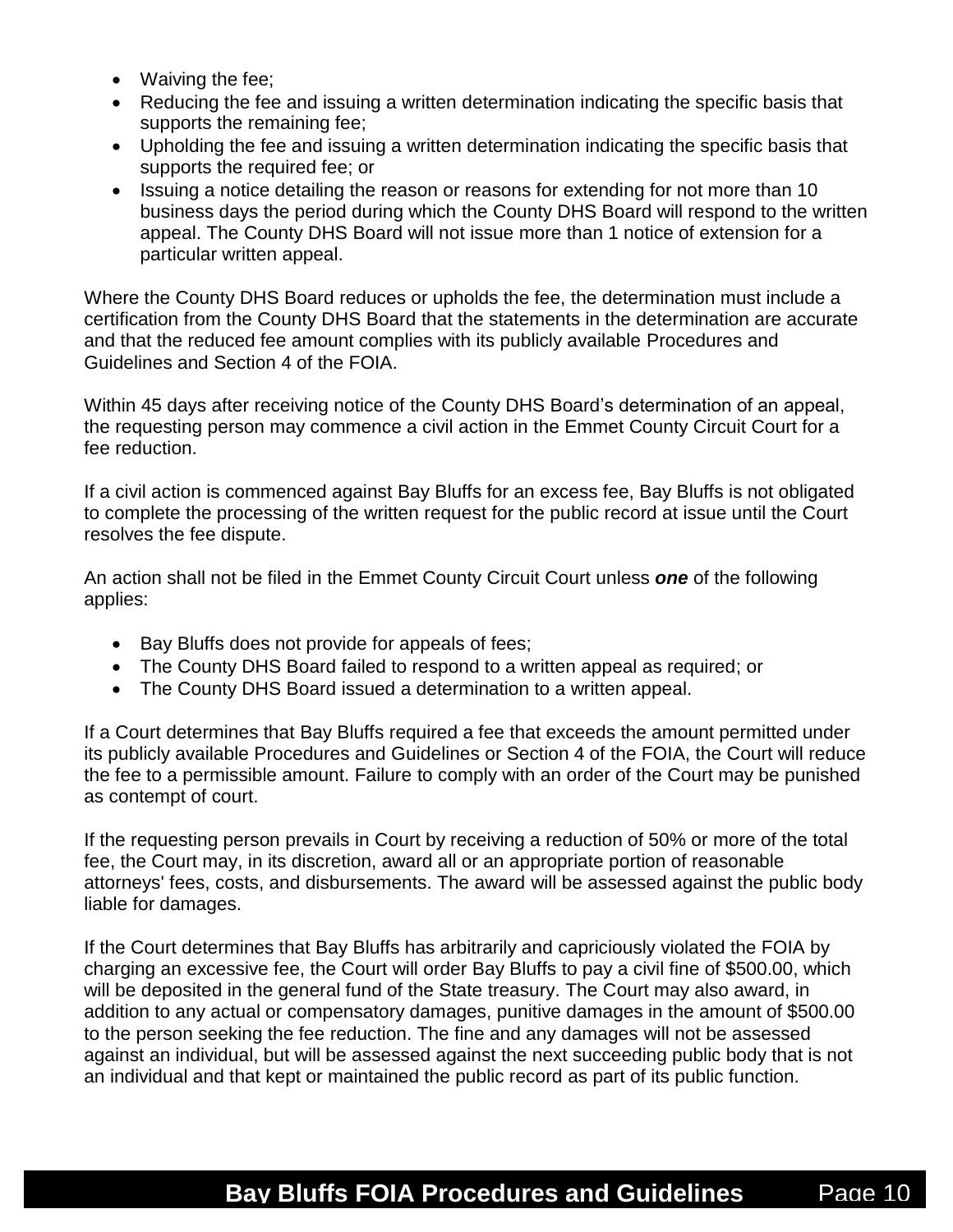- Waiving the fee;
- Reducing the fee and issuing a written determination indicating the specific basis that supports the remaining fee;
- Upholding the fee and issuing a written determination indicating the specific basis that supports the required fee; or
- Issuing a notice detailing the reason or reasons for extending for not more than 10 business days the period during which the County DHS Board will respond to the written appeal. The County DHS Board will not issue more than 1 notice of extension for a particular written appeal.

Where the County DHS Board reduces or upholds the fee, the determination must include a certification from the County DHS Board that the statements in the determination are accurate and that the reduced fee amount complies with its publicly available Procedures and Guidelines and Section 4 of the FOIA.

Within 45 days after receiving notice of the County DHS Board's determination of an appeal, the requesting person may commence a civil action in the Emmet County Circuit Court for a fee reduction.

If a civil action is commenced against Bay Bluffs for an excess fee, Bay Bluffs is not obligated to complete the processing of the written request for the public record at issue until the Court resolves the fee dispute.

An action shall not be filed in the Emmet County Circuit Court unless ***one*** of the following applies:

- Bay Bluffs does not provide for appeals of fees;
- The County DHS Board failed to respond to a written appeal as required; or
- The County DHS Board issued a determination to a written appeal.

If a Court determines that Bay Bluffs required a fee that exceeds the amount permitted under its publicly available Procedures and Guidelines or Section 4 of the FOIA, the Court will reduce the fee to a permissible amount. Failure to comply with an order of the Court may be punished as contempt of court.

If the requesting person prevails in Court by receiving a reduction of 50% or more of the total fee, the Court may, in its discretion, award all or an appropriate portion of reasonable attorneys' fees, costs, and disbursements. The award will be assessed against the public body liable for damages.

If the Court determines that Bay Bluffs has arbitrarily and capriciously violated the FOIA by charging an excessive fee, the Court will order Bay Bluffs to pay a civil fine of $500.00, which will be deposited in the general fund of the State treasury. The Court may also award, in addition to any actual or compensatory damages, punitive damages in the amount of $500.00 to the person seeking the fee reduction. The fine and any damages will not be assessed against an individual, but will be assessed against the next succeeding public body that is not an individual and that kept or maintained the public record as part of its public function.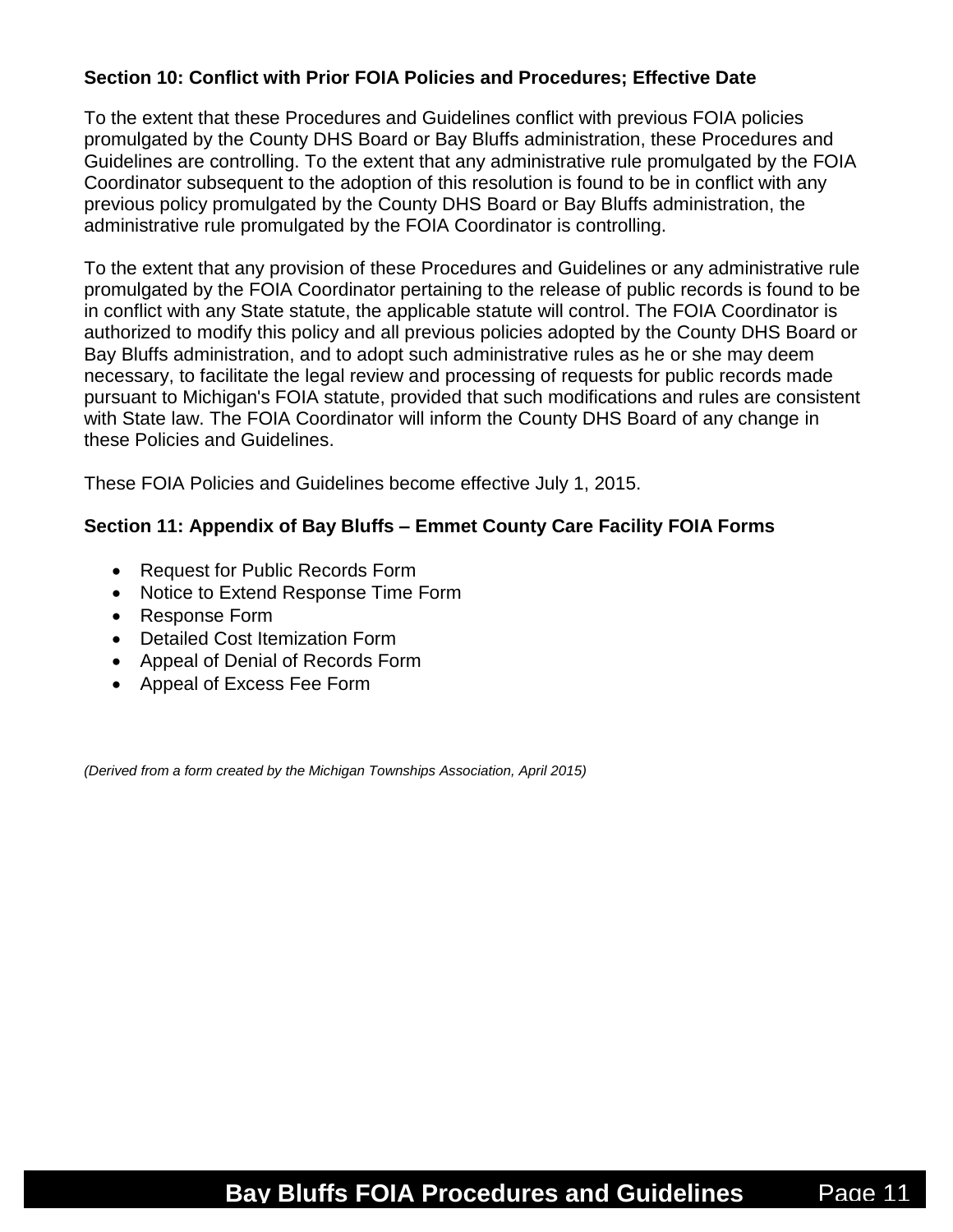### Section 10: Conflict with Prior FOIA Policies and Procedures; Effective Date

To the extent that these Procedures and Guidelines conflict with previous FOIA policies promulgated by the County DHS Board or Bay Bluffs administration, these Procedures and Guidelines are controlling. To the extent that any administrative rule promulgated by the FOIA Coordinator subsequent to the adoption of this resolution is found to be in conflict with any previous policy promulgated by the County DHS Board or Bay Bluffs administration, the administrative rule promulgated by the FOIA Coordinator is controlling.

To the extent that any provision of these Procedures and Guidelines or any administrative rule promulgated by the FOIA Coordinator pertaining to the release of public records is found to be in conflict with any State statute, the applicable statute will control. The FOIA Coordinator is authorized to modify this policy and all previous policies adopted by the County DHS Board or Bay Bluffs administration, and to adopt such administrative rules as he or she may deem necessary, to facilitate the legal review and processing of requests for public records made pursuant to Michigan's FOIA statute, provided that such modifications and rules are consistent with State law. The FOIA Coordinator will inform the County DHS Board of any change in these Policies and Guidelines.

These FOIA Policies and Guidelines become effective July 1, 2015.

### Section 11: Appendix of Bay Bluffs – Emmet County Care Facility FOIA Forms

- Request for Public Records Form
- Notice to Extend Response Time Form
- Response Form
- Detailed Cost Itemization Form
- Appeal of Denial of Records Form
- Appeal of Excess Fee Form

*(Derived from a form created by the Michigan Townships Association, April 2015)*